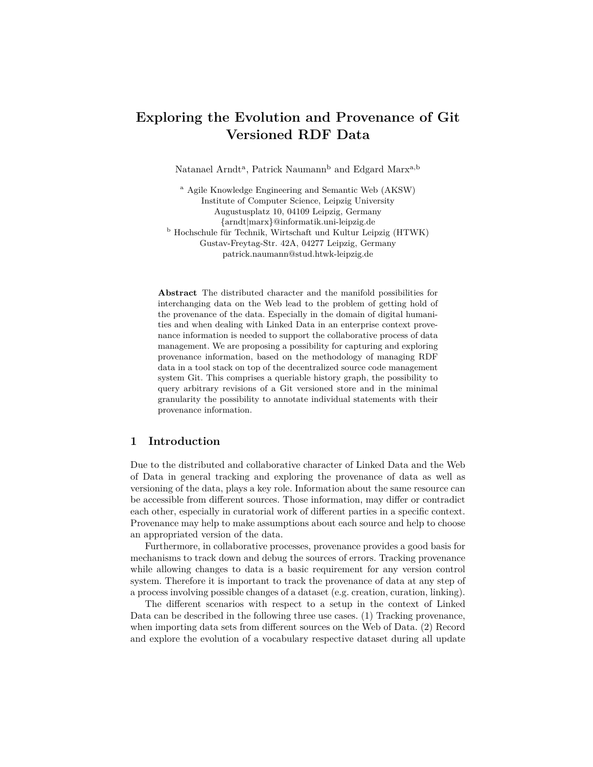# Exploring the Evolution and Provenance of Git Versioned RDF Data

Natanael Arndt[a], Patrick Naumann[b] and Edgard Marx[a,b]

[a] Agile Knowledge Engineering and Semantic Web (AKSW)
Institute of Computer Science, Leipzig University
Augustusplatz 10, 04109 Leipzig, Germany
{arndt|marx}@informatik.uni-leipzig.de

[b] Hochschule für Technik, Wirtschaft und Kultur Leipzig (HTWK)
Gustav-Freytag-Str. 42A, 04277 Leipzig, Germany
patrick.naumann@stud.htwk-leipzig.de

**Abstract** The distributed character and the manifold possibilities for interchanging data on the Web lead to the problem of getting hold of the provenance of the data. Especially in the domain of digital humanities and when dealing with Linked Data in an enterprise context provenance information is needed to support the collaborative process of data management. We are proposing a possibility for capturing and exploring provenance information, based on the methodology of managing RDF data in a tool stack on top of the decentralized source code management system Git. This comprises a queriable history graph, the possibility to query arbitrary revisions of a Git versioned store and in the minimal granularity the possibility to annotate individual statements with their provenance information.

## 1 Introduction

Due to the distributed and collaborative character of Linked Data and the Web of Data in general tracking and exploring the provenance of data as well as versioning of the data, plays a key role. Information about the same resource can be accessible from different sources. Those information, may differ or contradict each other, especially in curatorial work of different parties in a specific context. Provenance may help to make assumptions about each source and help to choose an appropriated version of the data.

Furthermore, in collaborative processes, provenance provides a good basis for mechanisms to track down and debug the sources of errors. Tracking provenance while allowing changes to data is a basic requirement for any version control system. Therefore it is important to track the provenance of data at any step of a process involving possible changes of a dataset (e.g. creation, curation, linking).

The different scenarios with respect to a setup in the context of Linked Data can be described in the following three use cases. (1) Tracking provenance, when importing data sets from different sources on the Web of Data. (2) Record and explore the evolution of a vocabulary respective dataset during all update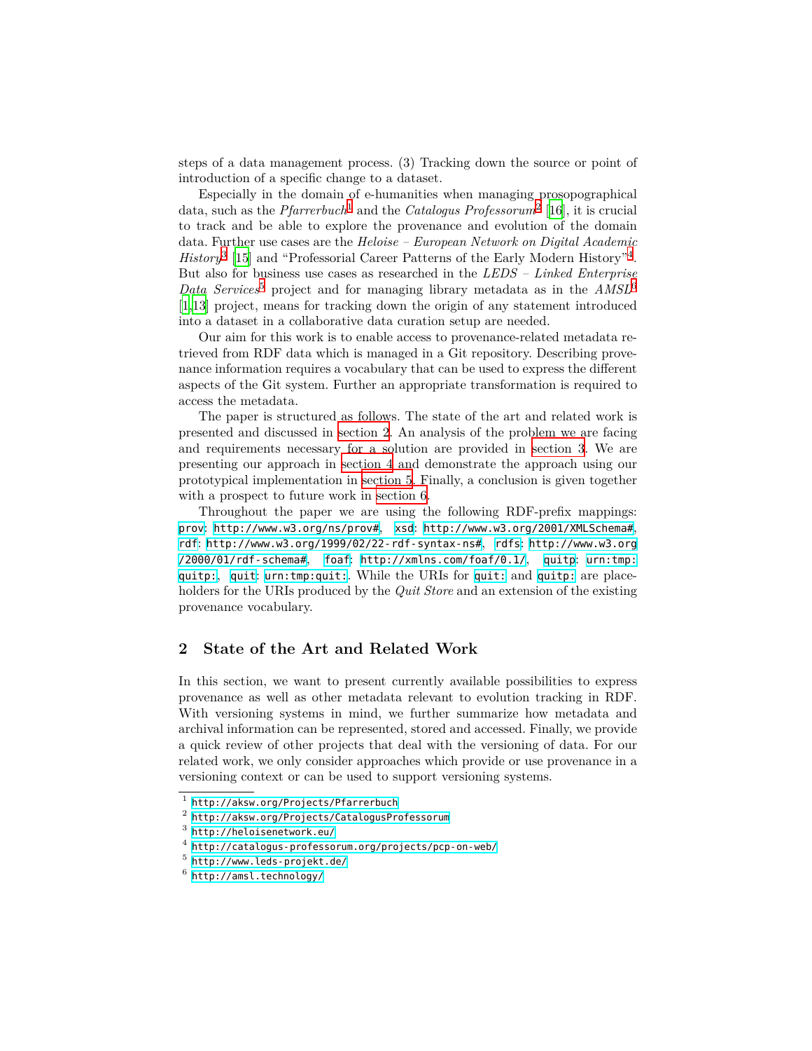steps of a data management process. (3) Tracking down the source or point of introduction of a specific change to a dataset.

Especially in the domain of e-humanities when managing prosopographical data, such as the *Pfarrerbuch*[1] and the *Catalogus Professorum*[2] [16], it is crucial to track and be able to explore the provenance and evolution of the domain data. Further use cases are the *Heloise – European Network on Digital Academic History*[3] [15] and "Professorial Career Patterns of the Early Modern History"[4]. But also for business use cases as researched in the *LEDS – Linked Enterprise Data Services*[5] project and for managing library metadata as in the *AMSL*[6] [1,13] project, means for tracking down the origin of any statement introduced into a dataset in a collaborative data curation setup are needed.

Our aim for this work is to enable access to provenance-related metadata retrieved from RDF data which is managed in a Git repository. Describing provenance information requires a vocabulary that can be used to express the different aspects of the Git system. Further an appropriate transformation is required to access the metadata.

The paper is structured as follows. The state of the art and related work is presented and discussed in section 2. An analysis of the problem we are facing and requirements necessary for a solution are provided in section 3. We are presenting our approach in section 4 and demonstrate the approach using our prototypical implementation in section 5. Finally, a conclusion is given together with a prospect to future work in section 6.

Throughout the paper we are using the following RDF-prefix mappings: `prov`: `http://www.w3.org/ns/prov#`, `xsd`: `http://www.w3.org/2001/XMLSchema#`, `rdf`: `http://www.w3.org/1999/02/22-rdf-syntax-ns#`, `rdfs`: `http://www.w3.org/2000/01/rdf-schema#`, `foaf`: `http://xmlns.com/foaf/0.1/`, `quitp`: `urn:tmp:quitp:`, `quit`: `urn:tmp:quit:`. While the URIs for `quit:` and `quitp:` are placeholders for the URIs produced by the *Quit Store* and an extension of the existing provenance vocabulary.

## 2 State of the Art and Related Work

In this section, we want to present currently available possibilities to express provenance as well as other metadata relevant to evolution tracking in RDF. With versioning systems in mind, we further summarize how metadata and archival information can be represented, stored and accessed. Finally, we provide a quick review of other projects that deal with the versioning of data. For our related work, we only consider approaches which provide or use provenance in a versioning context or can be used to support versioning systems.

---

1 `http://aksw.org/Projects/Pfarrerbuch`

2 `http://aksw.org/Projects/CatalogusProfessorum`

3 `http://heloisenetwork.eu/`

4 `http://catalogus-professorum.org/projects/pcp-on-web/`

5 `http://www.leds-projekt.de/`

6 `http://amsl.technology/`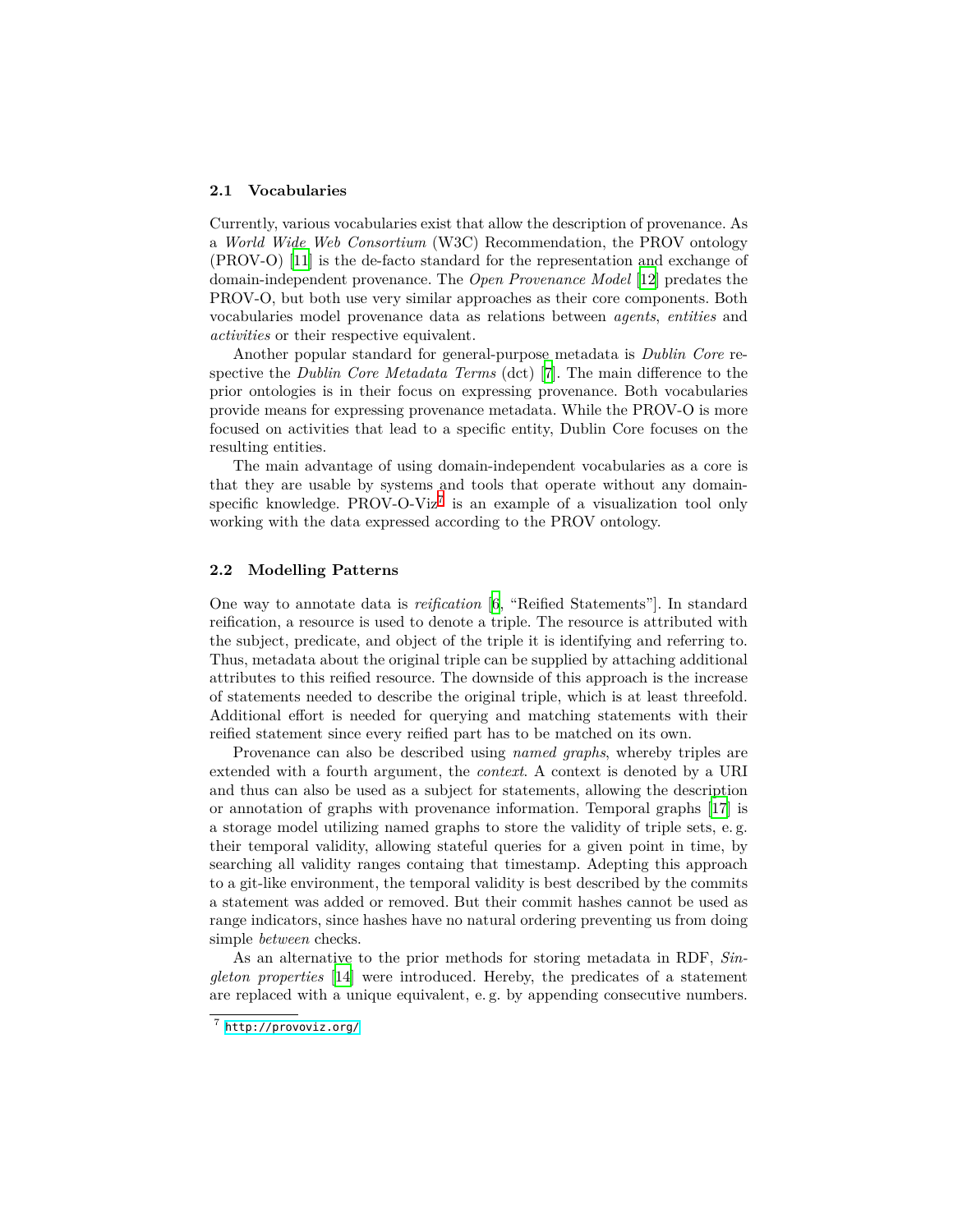### 2.1 Vocabularies

Currently, various vocabularies exist that allow the description of provenance. As a *World Wide Web Consortium* (W3C) Recommendation, the PROV ontology (PROV-O) [11] is the de-facto standard for the representation and exchange of domain-independent provenance. The *Open Provenance Model* [12] predates the PROV-O, but both use very similar approaches as their core components. Both vocabularies model provenance data as relations between *agents*, *entities* and *activities* or their respective equivalent.

Another popular standard for general-purpose metadata is *Dublin Core* respective the *Dublin Core Metadata Terms* (dct) [7]. The main difference to the prior ontologies is in their focus on expressing provenance. Both vocabularies provide means for expressing provenance metadata. While the PROV-O is more focused on activities that lead to a specific entity, Dublin Core focuses on the resulting entities.

The main advantage of using domain-independent vocabularies as a core is that they are usable by systems and tools that operate without any domain-specific knowledge. PROV-O-Viz[7] is an example of a visualization tool only working with the data expressed according to the PROV ontology.

### 2.2 Modelling Patterns

One way to annotate data is *reification* [6, "Reified Statements"]. In standard reification, a resource is used to denote a triple. The resource is attributed with the subject, predicate, and object of the triple it is identifying and referring to. Thus, metadata about the original triple can be supplied by attaching additional attributes to this reified resource. The downside of this approach is the increase of statements needed to describe the original triple, which is at least threefold. Additional effort is needed for querying and matching statements with their reified statement since every reified part has to be matched on its own.

Provenance can also be described using *named graphs*, whereby triples are extended with a fourth argument, the *context*. A context is denoted by a URI and thus can also be used as a subject for statements, allowing the description or annotation of graphs with provenance information. Temporal graphs [17] is a storage model utilizing named graphs to store the validity of triple sets, e. g. their temporal validity, allowing stateful queries for a given point in time, by searching all validity ranges containg that timestamp. Adepting this approach to a git-like environment, the temporal validity is best described by the commits a statement was added or removed. But their commit hashes cannot be used as range indicators, since hashes have no natural ordering preventing us from doing simple *between* checks.

As an alternative to the prior methods for storing metadata in RDF, *Singleton properties* [14] were introduced. Hereby, the predicates of a statement are replaced with a unique equivalent, e. g. by appending consecutive numbers.

[7] http://provoviz.org/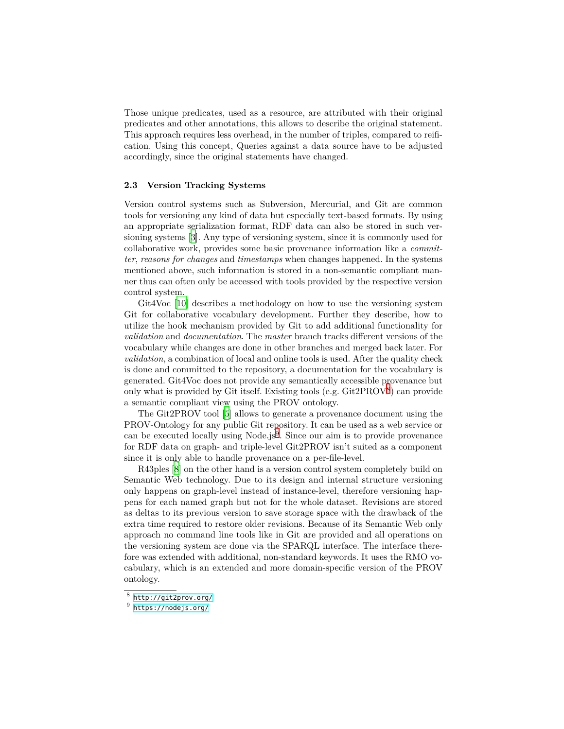Those unique predicates, used as a resource, are attributed with their original predicates and other annotations, this allows to describe the original statement. This approach requires less overhead, in the number of triples, compared to reification. Using this concept, Queries against a data source have to be adjusted accordingly, since the original statements have changed.

### 2.3 Version Tracking Systems

Version control systems such as Subversion, Mercurial, and Git are common tools for versioning any kind of data but especially text-based formats. By using an appropriate serialization format, RDF data can also be stored in such versioning systems [3]. Any type of versioning system, since it is commonly used for collaborative work, provides some basic provenance information like a *committer*, *reasons for changes* and *timestamps* when changes happened. In the systems mentioned above, such information is stored in a non-semantic compliant manner thus can often only be accessed with tools provided by the respective version control system.

Git4Voc [10] describes a methodology on how to use the versioning system Git for collaborative vocabulary development. Further they describe, how to utilize the hook mechanism provided by Git to add additional functionality for *validation* and *documentation*. The *master* branch tracks different versions of the vocabulary while changes are done in other branches and merged back later. For *validation*, a combination of local and online tools is used. After the quality check is done and committed to the repository, a documentation for the vocabulary is generated. Git4Voc does not provide any semantically accessible provenance but only what is provided by Git itself. Existing tools (e.g. Git2PROV[8]) can provide a semantic compliant view using the PROV ontology.

The Git2PROV tool [5] allows to generate a provenance document using the PROV-Ontology for any public Git repository. It can be used as a web service or can be executed locally using Node.js[9]. Since our aim is to provide provenance for RDF data on graph- and triple-level Git2PROV isn't suited as a component since it is only able to handle provenance on a per-file-level.

R43ples [8] on the other hand is a version control system completely build on Semantic Web technology. Due to its design and internal structure versioning only happens on graph-level instead of instance-level, therefore versioning happens for each named graph but not for the whole dataset. Revisions are stored as deltas to its previous version to save storage space with the drawback of the extra time required to restore older revisions. Because of its Semantic Web only approach no command line tools like in Git are provided and all operations on the versioning system are done via the SPARQL interface. The interface therefore was extended with additional, non-standard keywords. It uses the RMO vocabulary, which is an extended and more domain-specific version of the PROV ontology.

[8] http://git2prov.org/

[9] https://nodejs.org/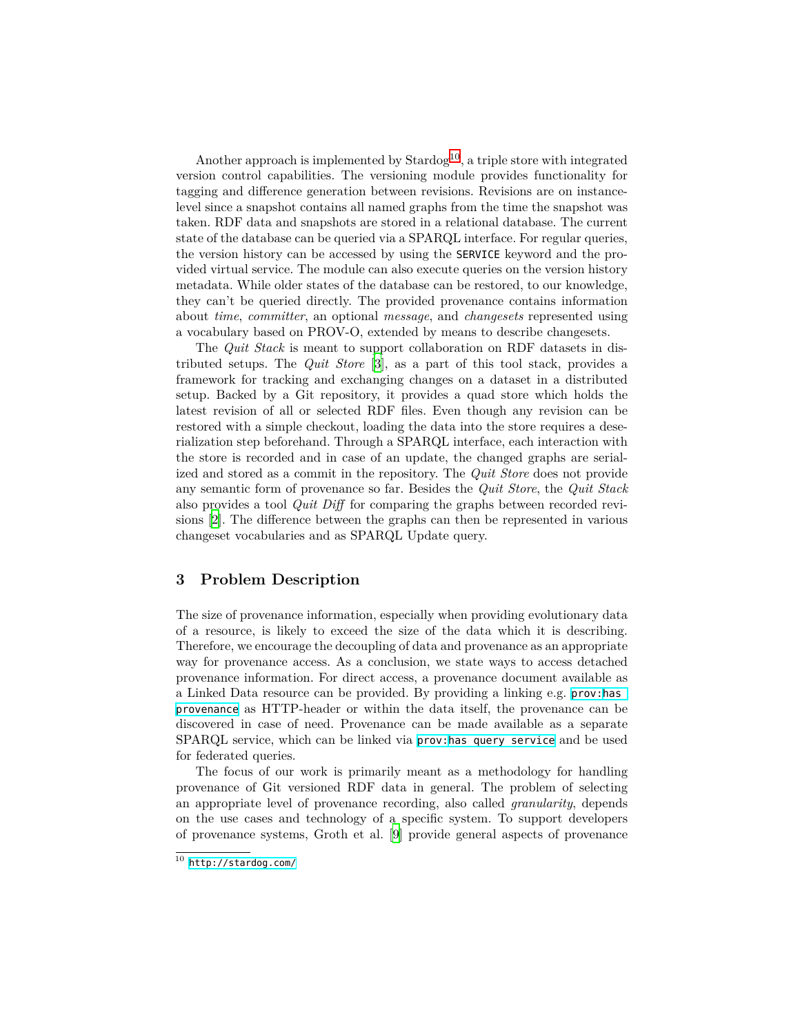Another approach is implemented by Stardog[10], a triple store with integrated version control capabilities. The versioning module provides functionality for tagging and difference generation between revisions. Revisions are on instance-level since a snapshot contains all named graphs from the time the snapshot was taken. RDF data and snapshots are stored in a relational database. The current state of the database can be queried via a SPARQL interface. For regular queries, the version history can be accessed by using the `SERVICE` keyword and the provided virtual service. The module can also execute queries on the version history metadata. While older states of the database can be restored, to our knowledge, they can't be queried directly. The provided provenance contains information about *time*, *committer*, an optional *message*, and *changesets* represented using a vocabulary based on PROV-O, extended by means to describe changesets.

The *Quit Stack* is meant to support collaboration on RDF datasets in distributed setups. The *Quit Store* [3], as a part of this tool stack, provides a framework for tracking and exchanging changes on a dataset in a distributed setup. Backed by a Git repository, it provides a quad store which holds the latest revision of all or selected RDF files. Even though any revision can be restored with a simple checkout, loading the data into the store requires a deserialization step beforehand. Through a SPARQL interface, each interaction with the store is recorded and in case of an update, the changed graphs are serialized and stored as a commit in the repository. The *Quit Store* does not provide any semantic form of provenance so far. Besides the *Quit Store*, the *Quit Stack* also provides a tool *Quit Diff* for comparing the graphs between recorded revisions [2]. The difference between the graphs can then be represented in various changeset vocabularies and as SPARQL Update query.

## 3 Problem Description

The size of provenance information, especially when providing evolutionary data of a resource, is likely to exceed the size of the data which it is describing. Therefore, we encourage the decoupling of data and provenance as an appropriate way for provenance access. As a conclusion, we state ways to access detached provenance information. For direct access, a provenance document available as a Linked Data resource can be provided. By providing a linking e.g. `prov:has provenance` as HTTP-header or within the data itself, the provenance can be discovered in case of need. Provenance can be made available as a separate SPARQL service, which can be linked via `prov:has query service` and be used for federated queries.

The focus of our work is primarily meant as a methodology for handling provenance of Git versioned RDF data in general. The problem of selecting an appropriate level of provenance recording, also called *granularity*, depends on the use cases and technology of a specific system. To support developers of provenance systems, Groth et al. [9] provide general aspects of provenance

[10] http://stardog.com/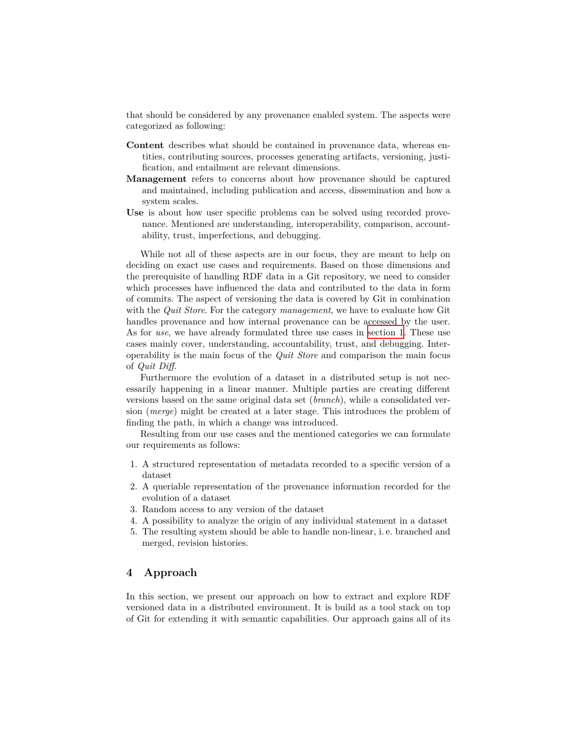that should be considered by any provenance enabled system. The aspects were categorized as following:

**Content** describes what should be contained in provenance data, whereas entities, contributing sources, processes generating artifacts, versioning, justification, and entailment are relevant dimensions.

**Management** refers to concerns about how provenance should be captured and maintained, including publication and access, dissemination and how a system scales.

**Use** is about how user specific problems can be solved using recorded provenance. Mentioned are understanding, interoperability, comparison, accountability, trust, imperfections, and debugging.

While not all of these aspects are in our focus, they are meant to help on deciding on exact use cases and requirements. Based on those dimensions and the prerequisite of handling RDF data in a Git repository, we need to consider which processes have influenced the data and contributed to the data in form of commits. The aspect of versioning the data is covered by Git in combination with the *Quit Store*. For the category *management*, we have to evaluate how Git handles provenance and how internal provenance can be accessed by the user. As for *use*, we have already formulated three use cases in section 1. These use cases mainly cover, understanding, accountability, trust, and debugging. Interoperability is the main focus of the *Quit Store* and comparison the main focus of *Quit Diff*.

Furthermore the evolution of a dataset in a distributed setup is not necessarily happening in a linear manner. Multiple parties are creating different versions based on the same original data set (*branch*), while a consolidated version (*merge*) might be created at a later stage. This introduces the problem of finding the path, in which a change was introduced.

Resulting from our use cases and the mentioned categories we can formulate our requirements as follows:

1. A structured representation of metadata recorded to a specific version of a dataset
2. A queriable representation of the provenance information recorded for the evolution of a dataset
3. Random access to any version of the dataset
4. A possibility to analyze the origin of any individual statement in a dataset
5. The resulting system should be able to handle non-linear, i. e. branched and merged, revision histories.

## 4 Approach

In this section, we present our approach on how to extract and explore RDF versioned data in a distributed environment. It is build as a tool stack on top of Git for extending it with semantic capabilities. Our approach gains all of its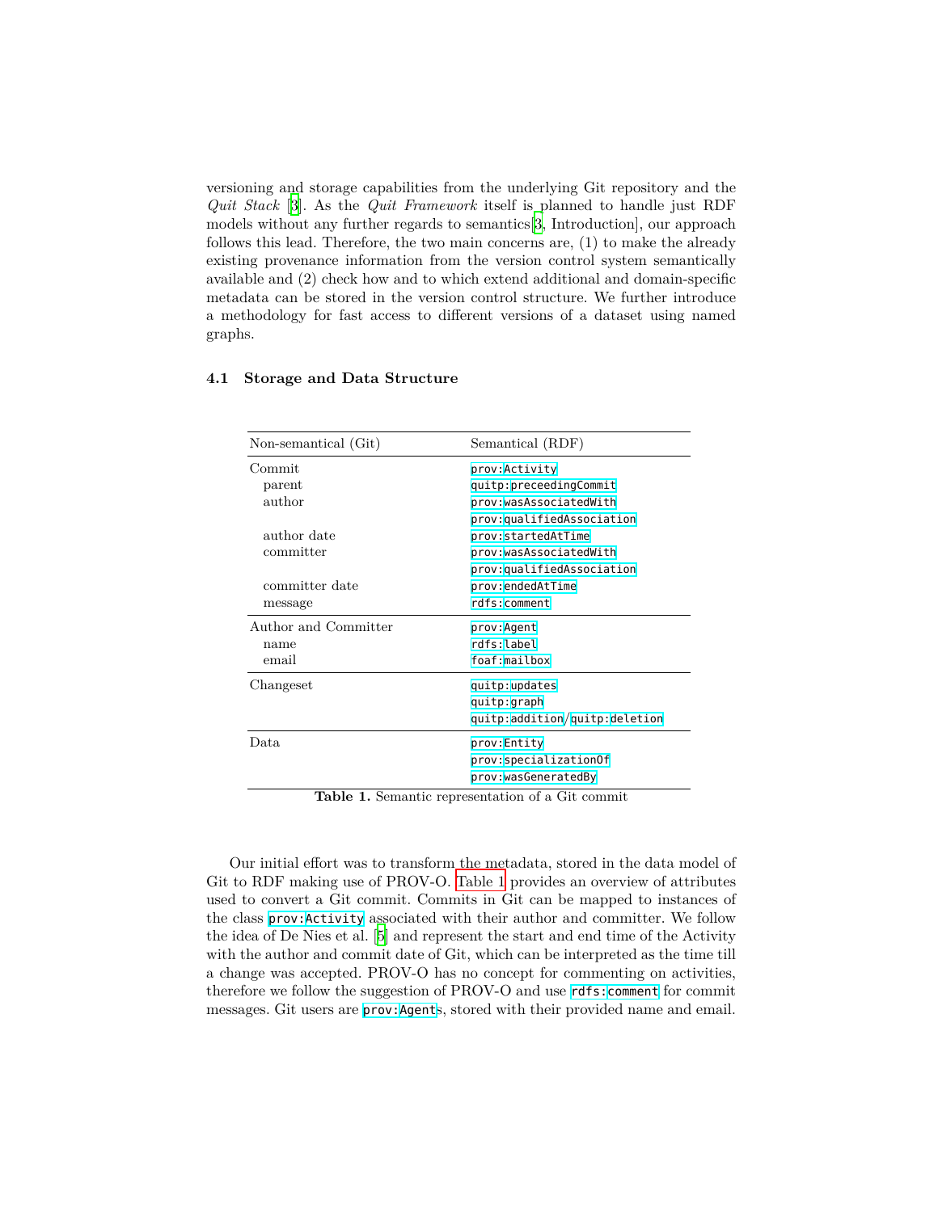versioning and storage capabilities from the underlying Git repository and the *Quit Stack* [3]. As the *Quit Framework* itself is planned to handle just RDF models without any further regards to semantics[3, Introduction], our approach follows this lead. Therefore, the two main concerns are, (1) to make the already existing provenance information from the version control system semantically available and (2) check how and to which extend additional and domain-specific metadata can be stored in the version control structure. We further introduce a methodology for fast access to different versions of a dataset using named graphs.

### 4.1 Storage and Data Structure

| Non-semantical (Git) | Semantical (RDF) |
|---|---|
| Commit | `prov:Activity` |
| parent | `quitp:preceedingCommit` |
| author | `prov:wasAssociatedWith` |
| | `prov:qualifiedAssociation` |
| author date | `prov:startedAtTime` |
| committer | `prov:wasAssociatedWith` |
| | `prov:qualifiedAssociation` |
| committer date | `prov:endedAtTime` |
| message | `rdfs:comment` |
| Author and Committer | `prov:Agent` |
| name | `rdfs:label` |
| email | `foaf:mailbox` |
| Changeset | `quitp:updates` |
| | `quitp:graph` |
| | `quitp:addition`/`quitp:deletion` |
| Data | `prov:Entity` |
| | `prov:specializationOf` |
| | `prov:wasGeneratedBy` |

**Table 1.** Semantic representation of a Git commit

Our initial effort was to transform the metadata, stored in the data model of Git to RDF making use of PROV-O. Table 1 provides an overview of attributes used to convert a Git commit. Commits in Git can be mapped to instances of the class `prov:Activity` associated with their author and committer. We follow the idea of De Nies et al. [5] and represent the start and end time of the Activity with the author and commit date of Git, which can be interpreted as the time till a change was accepted. PROV-O has no concept for commenting on activities, therefore we follow the suggestion of PROV-O and use `rdfs:comment` for commit messages. Git users are `prov:Agent`s, stored with their provided name and email.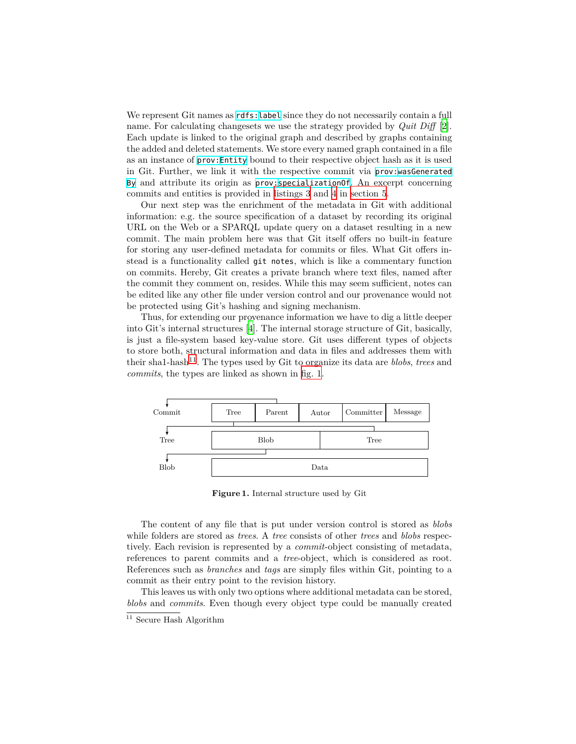We represent Git names as `rdfs:label` since they do not necessarily contain a full name. For calculating changesets we use the strategy provided by *Quit Diff* [2]. Each update is linked to the original graph and described by graphs containing the added and deleted statements. We store every named graph contained in a file as an instance of `prov:Entity` bound to their respective object hash as it is used in Git. Further, we link it with the respective commit via `prov:wasGeneratedBy` and attribute its origin as `prov:specializationOf`. An excerpt concerning commits and entities is provided in listings 3 and 4 in section 5.

Our next step was the enrichment of the metadata in Git with additional information: e.g. the source specification of a dataset by recording its original URL on the Web or a SPARQL update query on a dataset resulting in a new commit. The main problem here was that Git itself offers no built-in feature for storing any user-defined metadata for commits or files. What Git offers instead is a functionality called `git notes`, which is like a commentary function on commits. Hereby, Git creates a private branch where text files, named after the commit they comment on, resides. While this may seem sufficient, notes can be edited like any other file under version control and our provenance would not be protected using Git's hashing and signing mechanism.

Thus, for extending our provenance information we have to dig a little deeper into Git's internal structures [4]. The internal storage structure of Git, basically, is just a file-system based key-value store. Git uses different types of objects to store both, structural information and data in files and addresses them with their sha1-hash[11]. The types used by Git to organize its data are *blobs*, *trees* and *commits*, the types are linked as shown in fig. 1.

| Commit | Tree | Parent | Autor | Committer | Message |
|---|---|---|---|---|---|
| Tree | Blob | | Tree | | |
| Blob | Data | | | | |

**Figure 1.** Internal structure used by Git

The content of any file that is put under version control is stored as *blobs* while folders are stored as *trees*. A *tree* consists of other *trees* and *blobs* respectively. Each revision is represented by a *commit*-object consisting of metadata, references to parent commits and a *tree*-object, which is considered as root. References such as *branches* and *tags* are simply files within Git, pointing to a commit as their entry point to the revision history.

This leaves us with only two options where additional metadata can be stored, *blobs* and *commits*. Even though every object type could be manually created

[11] Secure Hash Algorithm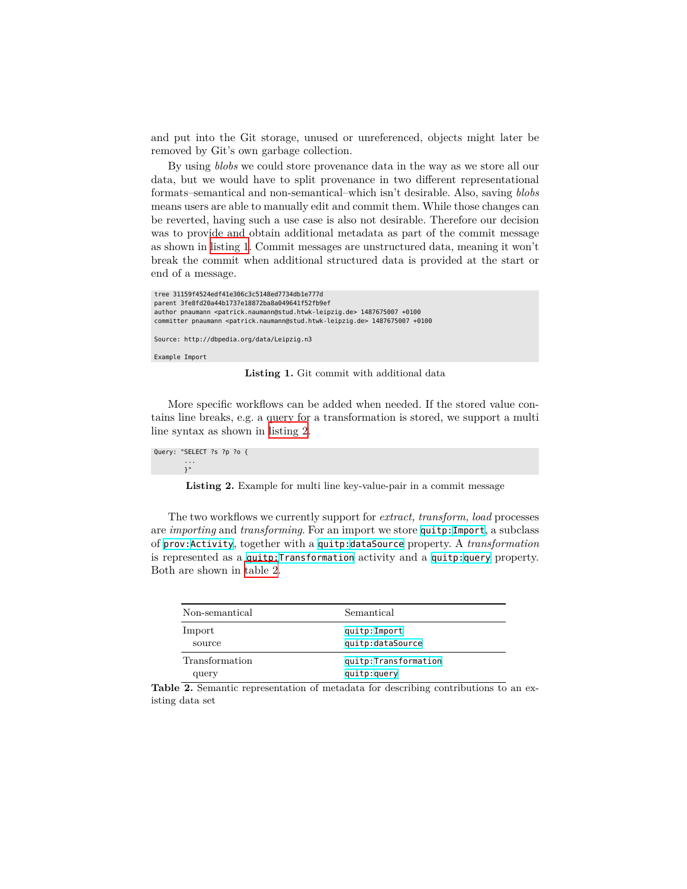and put into the Git storage, unused or unreferenced, objects might later be removed by Git's own garbage collection.

By using *blobs* we could store provenance data in the way as we store all our data, but we would have to split provenance in two different representational formats–semantical and non-semantical–which isn't desirable. Also, saving *blobs* means users are able to manually edit and commit them. While those changes can be reverted, having such a use case is also not desirable. Therefore our decision was to provide and obtain additional metadata as part of the commit message as shown in listing 1. Commit messages are unstructured data, meaning it won't break the commit when additional structured data is provided at the start or end of a message.

```
tree 31159f4524edf41e306c3c5148ed7734db1e777d
parent 3fe8fd20a44b1737e18872ba8a049641f52fb9ef
author pnaumann <patrick.naumann@stud.htwk-leipzig.de> 1487675007 +0100
committer pnaumann <patrick.naumann@stud.htwk-leipzig.de> 1487675007 +0100

Source: http://dbpedia.org/data/Leipzig.n3

Example Import
```

**Listing 1.** Git commit with additional data

More specific workflows can be added when needed. If the stored value contains line breaks, e.g. a query for a transformation is stored, we support a multi line syntax as shown in listing 2.

```
Query: "SELECT ?s ?p ?o {
        ...
       }"
```

**Listing 2.** Example for multi line key-value-pair in a commit message

The two workflows we currently support for *extract, transform, load* processes are *importing* and *transforming*. For an import we store `quitp:Import`, a subclass of `prov:Activity`, together with a `quitp:dataSource` property. A *transformation* is represented as a `quitp:Transformation` activity and a `quitp:query` property. Both are shown in table 2.

| Non-semantical | Semantical |
|---|---|
| Import | `quitp:Import` |
| source | `quitp:dataSource` |
| Transformation | `quitp:Transformation` |
| query | `quitp:query` |

**Table 2.** Semantic representation of metadata for describing contributions to an existing data set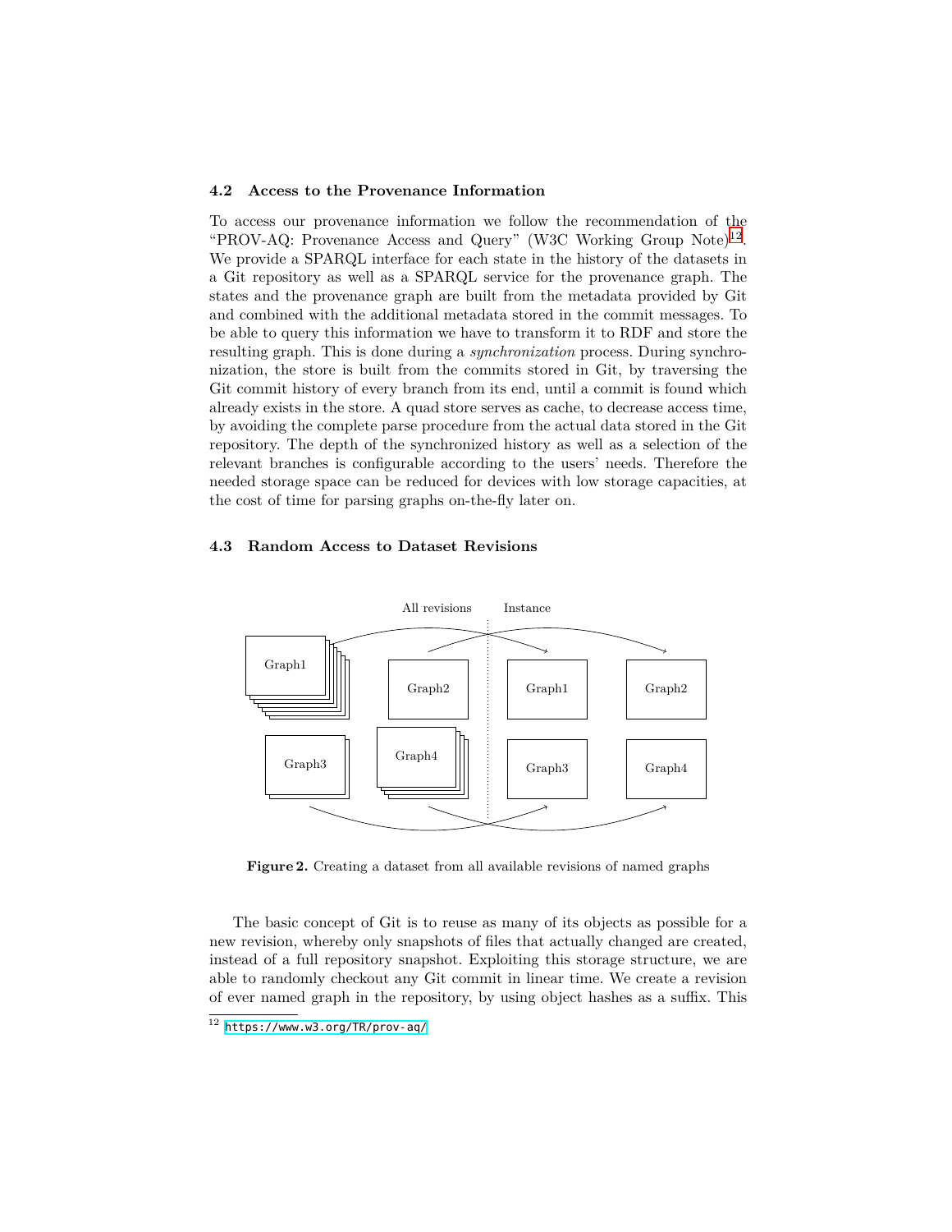### 4.2 Access to the Provenance Information

To access our provenance information we follow the recommendation of the "PROV-AQ: Provenance Access and Query" (W3C Working Group Note)[12]. We provide a SPARQL interface for each state in the history of the datasets in a Git repository as well as a SPARQL service for the provenance graph. The states and the provenance graph are built from the metadata provided by Git and combined with the additional metadata stored in the commit messages. To be able to query this information we have to transform it to RDF and store the resulting graph. This is done during a *synchronization* process. During synchronization, the store is built from the commits stored in Git, by traversing the Git commit history of every branch from its end, until a commit is found which already exists in the store. A quad store serves as cache, to decrease access time, by avoiding the complete parse procedure from the actual data stored in the Git repository. The depth of the synchronized history as well as a selection of the relevant branches is configurable according to the users' needs. Therefore the needed storage space can be reduced for devices with low storage capacities, at the cost of time for parsing graphs on-the-fly later on.

### 4.3 Random Access to Dataset Revisions

All revisions | Instance

Graph1 Graph2 Graph1 Graph2

Graph3 Graph4 Graph3 Graph4

**Figure 2.** Creating a dataset from all available revisions of named graphs

The basic concept of Git is to reuse as many of its objects as possible for a new revision, whereby only snapshots of files that actually changed are created, instead of a full repository snapshot. Exploiting this storage structure, we are able to randomly checkout any Git commit in linear time. We create a revision of ever named graph in the repository, by using object hashes as a suffix. This

[12] https://www.w3.org/TR/prov-aq/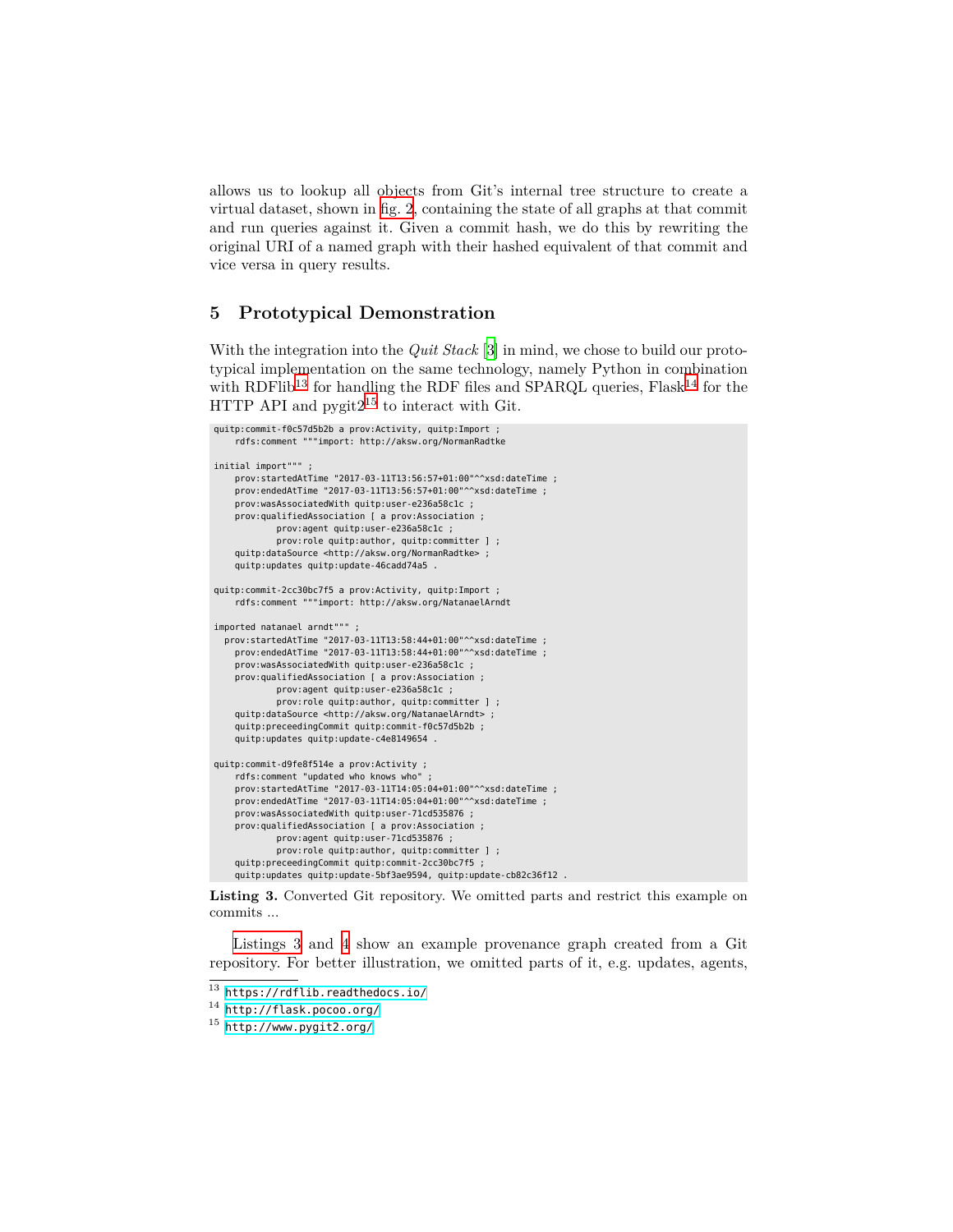allows us to lookup all objects from Git's internal tree structure to create a virtual dataset, shown in fig. 2, containing the state of all graphs at that commit and run queries against it. Given a commit hash, we do this by rewriting the original URI of a named graph with their hashed equivalent of that commit and vice versa in query results.

## 5 Prototypical Demonstration

With the integration into the *Quit Stack* [3] in mind, we chose to build our prototypical implementation on the same technology, namely Python in combination with RDFlib[13] for handling the RDF files and SPARQL queries, Flask[14] for the HTTP API and pygit2[15] to interact with Git.

```
quitp:commit-f0c57d5b2b a prov:Activity, quitp:Import ;
    rdfs:comment """import: http://aksw.org/NormanRadtke

initial import""" ;
    prov:startedAtTime "2017-03-11T13:56:57+01:00"^^xsd:dateTime ;
    prov:endedAtTime "2017-03-11T13:56:57+01:00"^^xsd:dateTime ;
    prov:wasAssociatedWith quitp:user-e236a58c1c ;
    prov:qualifiedAssociation [ a prov:Association ;
            prov:agent quitp:user-e236a58c1c ;
            prov:role quitp:author, quitp:committer ] ;
    quitp:dataSource <http://aksw.org/NormanRadtke> ;
    quitp:updates quitp:update-46cadd74a5 .

quitp:commit-2cc30bc7f5 a prov:Activity, quitp:Import ;
    rdfs:comment """import: http://aksw.org/NatanaelArndt

imported natanael arndt""" ;
  prov:startedAtTime "2017-03-11T13:58:44+01:00"^^xsd:dateTime ;
    prov:endedAtTime "2017-03-11T13:58:44+01:00"^^xsd:dateTime ;
    prov:wasAssociatedWith quitp:user-e236a58c1c ;
    prov:qualifiedAssociation [ a prov:Association ;
            prov:agent quitp:user-e236a58c1c ;
            prov:role quitp:author, quitp:committer ] ;
    quitp:dataSource <http://aksw.org/NatanaelArndt> ;
    quitp:preceedingCommit quitp:commit-f0c57d5b2b ;
    quitp:updates quitp:update-c4e8149654 .

quitp:commit-d9fe8f514e a prov:Activity ;
    rdfs:comment "updated who knows who" ;
    prov:startedAtTime "2017-03-11T14:05:04+01:00"^^xsd:dateTime ;
    prov:endedAtTime "2017-03-11T14:05:04+01:00"^^xsd:dateTime ;
    prov:wasAssociatedWith quitp:user-71cd535876 ;
    prov:qualifiedAssociation [ a prov:Association ;
            prov:agent quitp:user-71cd535876 ;
            prov:role quitp:author, quitp:committer ] ;
    quitp:preceedingCommit quitp:commit-2cc30bc7f5 ;
    quitp:updates quitp:update-5bf3ae9594, quitp:update-cb82c36f12 .
```

**Listing 3.** Converted Git repository. We omitted parts and restrict this example on commits ...

Listings 3 and 4 show an example provenance graph created from a Git repository. For better illustration, we omitted parts of it, e.g. updates, agents,

[13] https://rdflib.readthedocs.io/

[14] http://flask.pocoo.org/

[15] http://www.pygit2.org/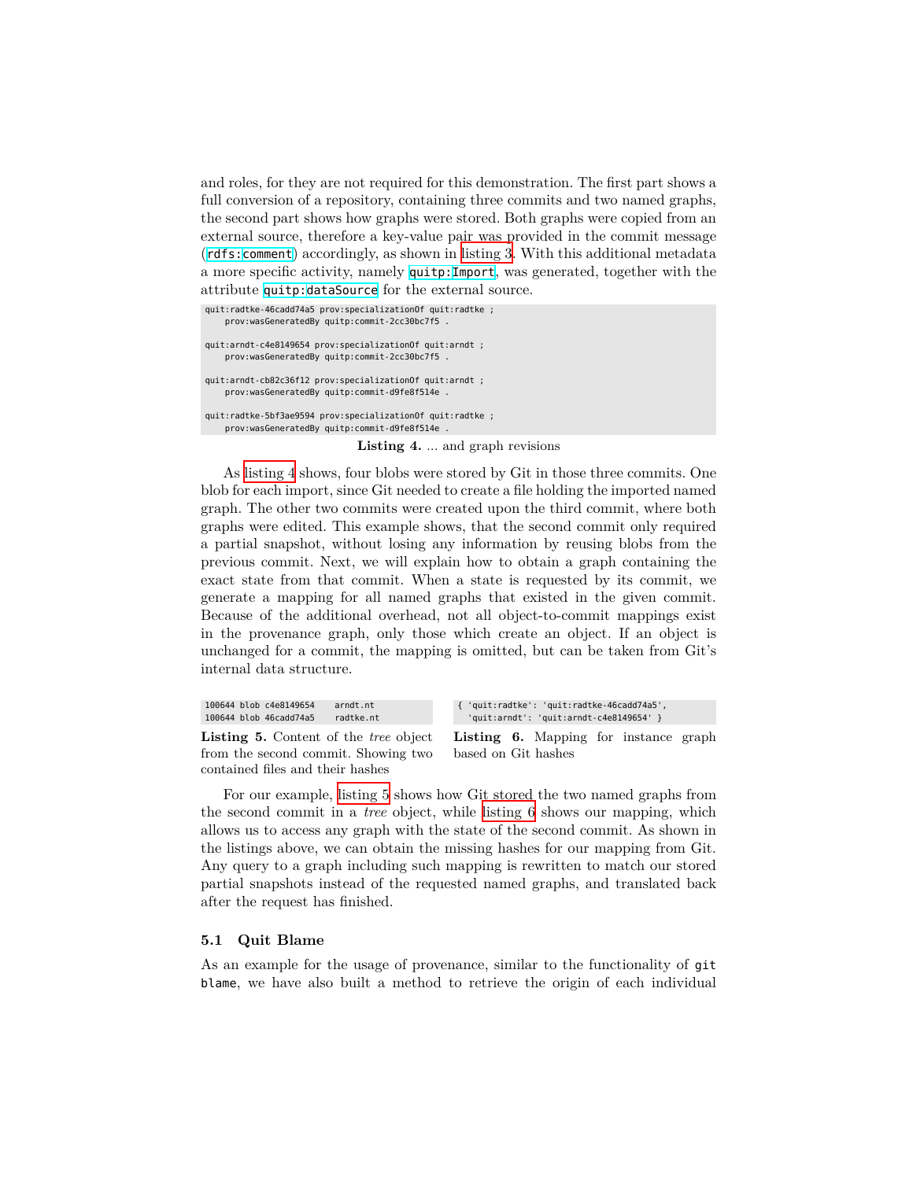and roles, for they are not required for this demonstration. The first part shows a full conversion of a repository, containing three commits and two named graphs, the second part shows how graphs were stored. Both graphs were copied from an external source, therefore a key-value pair was provided in the commit message (`rdfs:comment`) accordingly, as shown in listing 3. With this additional metadata a more specific activity, namely `quitp:Import`, was generated, together with the attribute `quitp:dataSource` for the external source.

```
quit:radtke-46cadd74a5 prov:specializationOf quit:radtke ;
    prov:wasGeneratedBy quitp:commit-2cc30bc7f5 .

quit:arndt-c4e8149654 prov:specializationOf quit:arndt ;
    prov:wasGeneratedBy quitp:commit-2cc30bc7f5 .

quit:arndt-cb82c36f12 prov:specializationOf quit:arndt ;
    prov:wasGeneratedBy quitp:commit-d9fe8f514e .

quit:radtke-5bf3ae9594 prov:specializationOf quit:radtke ;
    prov:wasGeneratedBy quitp:commit-d9fe8f514e .
```

**Listing 4.** ... and graph revisions

As listing 4 shows, four blobs were stored by Git in those three commits. One blob for each import, since Git needed to create a file holding the imported named graph. The other two commits were created upon the third commit, where both graphs were edited. This example shows, that the second commit only required a partial snapshot, without losing any information by reusing blobs from the previous commit. Next, we will explain how to obtain a graph containing the exact state from that commit. When a state is requested by its commit, we generate a mapping for all named graphs that existed in the given commit. Because of the additional overhead, not all object-to-commit mappings exist in the provenance graph, only those which create an object. If an object is unchanged for a commit, the mapping is omitted, but can be taken from Git's internal data structure.

```
100644 blob c4e8149654    arndt.nt
100644 blob 46cadd74a5    radtke.nt
```

**Listing 5.** Content of the *tree* object from the second commit. Showing two contained files and their hashes

```
{ 'quit:radtke': 'quit:radtke-46cadd74a5',
  'quit:arndt': 'quit:arndt-c4e8149654' }
```

**Listing 6.** Mapping for instance graph based on Git hashes

For our example, listing 5 shows how Git stored the two named graphs from the second commit in a *tree* object, while listing 6 shows our mapping, which allows us to access any graph with the state of the second commit. As shown in the listings above, we can obtain the missing hashes for our mapping from Git. Any query to a graph including such mapping is rewritten to match our stored partial snapshots instead of the requested named graphs, and translated back after the request has finished.

### 5.1 Quit Blame

As an example for the usage of provenance, similar to the functionality of `git blame`, we have also built a method to retrieve the origin of each individual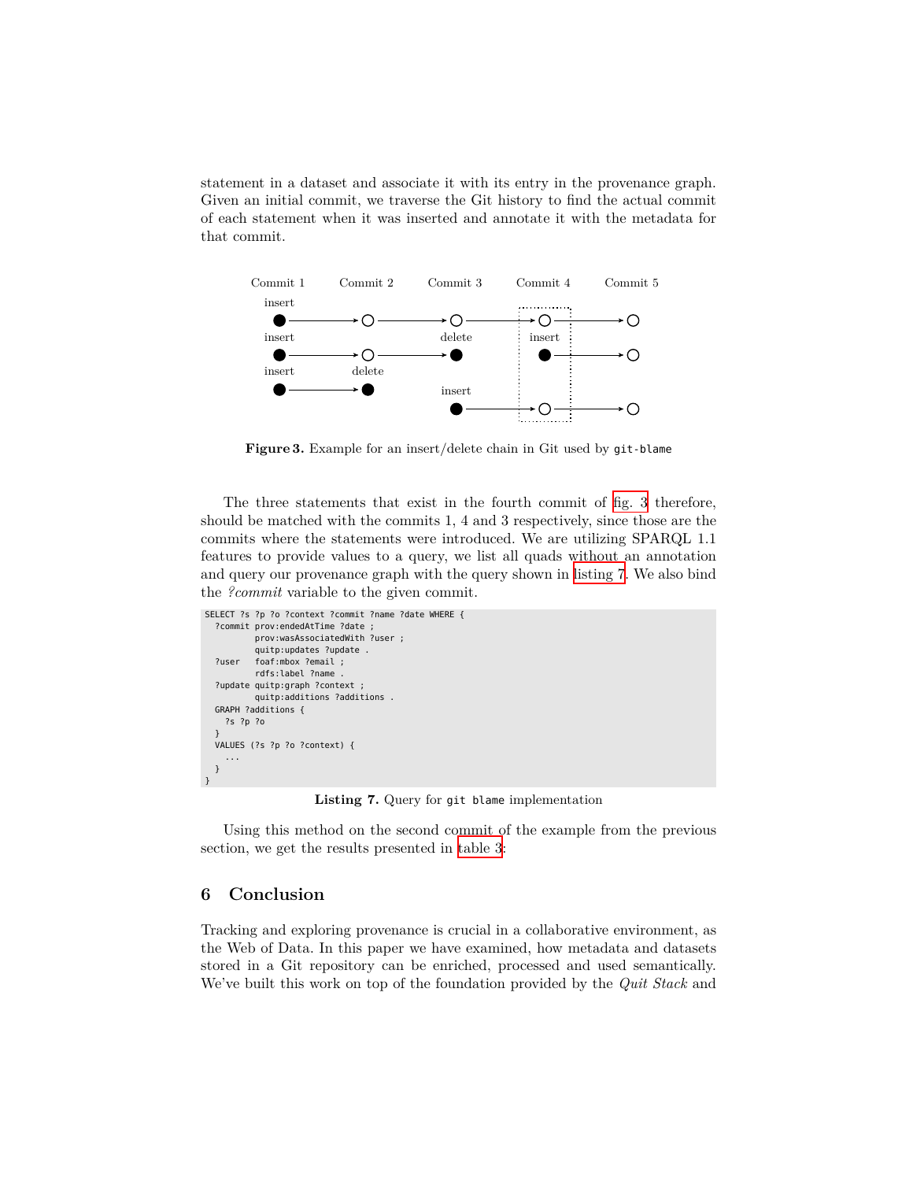statement in a dataset and associate it with its entry in the provenance graph. Given an initial commit, we traverse the Git history to find the actual commit of each statement when it was inserted and annotate it with the metadata for that commit.

**Figure 3.** Example for an insert/delete chain in Git used by `git-blame`

The three statements that exist in the fourth commit of fig. 3 therefore, should be matched with the commits 1, 4 and 3 respectively, since those are the commits where the statements were introduced. We are utilizing SPARQL 1.1 features to provide values to a query, we list all quads without an annotation and query our provenance graph with the query shown in listing 7. We also bind the *?commit* variable to the given commit.

```
SELECT ?s ?p ?o ?context ?commit ?name ?date WHERE {
  ?commit prov:endedAtTime ?date ;
          prov:wasAssociatedWith ?user ;
          quitp:updates ?update .
  ?user   foaf:mbox ?email ;
          rdfs:label ?name .
  ?update quitp:graph ?context ;
          quitp:additions ?additions .
  GRAPH ?additions {
    ?s ?p ?o
  }
  VALUES (?s ?p ?o ?context) {
    ...
  }
}
```

**Listing 7.** Query for `git blame` implementation

Using this method on the second commit of the example from the previous section, we get the results presented in table 3:

## 6 Conclusion

Tracking and exploring provenance is crucial in a collaborative environment, as the Web of Data. In this paper we have examined, how metadata and datasets stored in a Git repository can be enriched, processed and used semantically. We've built this work on top of the foundation provided by the *Quit Stack* and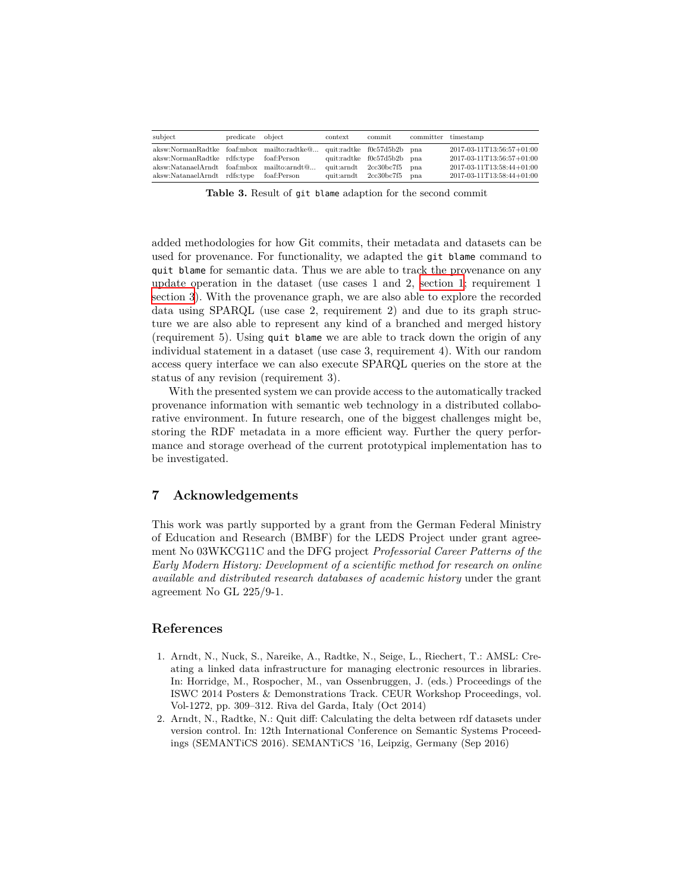| subject | predicate | object | context | commit | committer | timestamp |
|---|---|---|---|---|---|---|
| aksw:NormanRadtke | foaf:mbox | mailto:radtke@... | quit:radtke | f0c57d5b2b | pna | 2017-03-11T13:56:57+01:00 |
| aksw:NormanRadtke | rdfs:type | foaf:Person | quit:radtke | f0c57d5b2b | pna | 2017-03-11T13:56:57+01:00 |
| aksw:NatanaelArndt | foaf:mbox | mailto:arndt@... | quit:arndt | 2cc30bc7f5 | pna | 2017-03-11T13:58:44+01:00 |
| aksw:NatanaelArndt | rdfs:type | foaf:Person | quit:arndt | 2cc30bc7f5 | pna | 2017-03-11T13:58:44+01:00 |

**Table 3.** Result of `git blame` adaption for the second commit

added methodologies for how Git commits, their metadata and datasets can be used for provenance. For functionality, we adapted the `git blame` command to `quit blame` for semantic data. Thus we are able to track the provenance on any update operation in the dataset (use cases 1 and 2, section 1; requirement 1 section 3). With the provenance graph, we are also able to explore the recorded data using SPARQL (use case 2, requirement 2) and due to its graph structure we are also able to represent any kind of a branched and merged history (requirement 5). Using `quit blame` we are able to track down the origin of any individual statement in a dataset (use case 3, requirement 4). With our random access query interface we can also execute SPARQL queries on the store at the status of any revision (requirement 3).

With the presented system we can provide access to the automatically tracked provenance information with semantic web technology in a distributed collaborative environment. In future research, one of the biggest challenges might be, storing the RDF metadata in a more efficient way. Further the query performance and storage overhead of the current prototypical implementation has to be investigated.

## 7 Acknowledgements

This work was partly supported by a grant from the German Federal Ministry of Education and Research (BMBF) for the LEDS Project under grant agreement No 03WKCG11C and the DFG project *Professorial Career Patterns of the Early Modern History: Development of a scientific method for research on online available and distributed research databases of academic history* under the grant agreement No GL 225/9-1.

## References

1. Arndt, N., Nuck, S., Nareike, A., Radtke, N., Seige, L., Riechert, T.: AMSL: Creating a linked data infrastructure for managing electronic resources in libraries. In: Horridge, M., Rospocher, M., van Ossenbruggen, J. (eds.) Proceedings of the ISWC 2014 Posters & Demonstrations Track. CEUR Workshop Proceedings, vol. Vol-1272, pp. 309–312. Riva del Garda, Italy (Oct 2014)
2. Arndt, N., Radtke, N.: Quit diff: Calculating the delta between rdf datasets under version control. In: 12th International Conference on Semantic Systems Proceedings (SEMANTiCS 2016). SEMANTiCS '16, Leipzig, Germany (Sep 2016)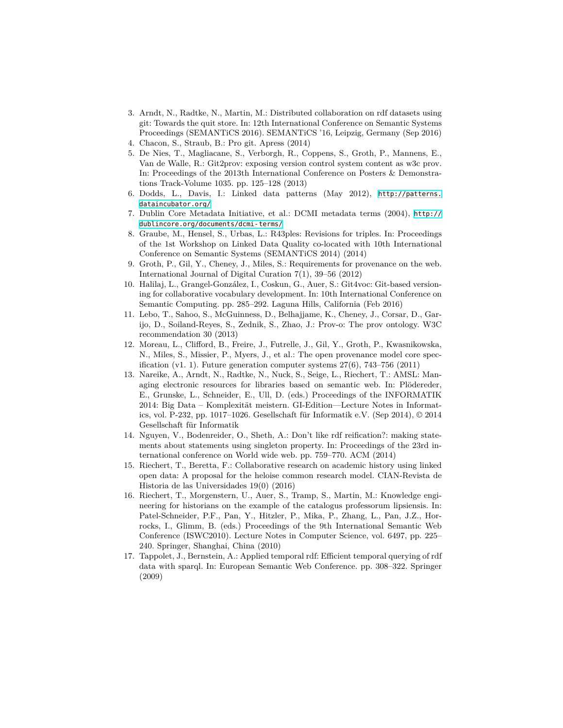3. Arndt, N., Radtke, N., Martin, M.: Distributed collaboration on rdf datasets using git: Towards the quit store. In: 12th International Conference on Semantic Systems Proceedings (SEMANTiCS 2016). SEMANTiCS '16, Leipzig, Germany (Sep 2016)
4. Chacon, S., Straub, B.: Pro git. Apress (2014)
5. De Nies, T., Magliacane, S., Verborgh, R., Coppens, S., Groth, P., Mannens, E., Van de Walle, R.: Git2prov: exposing version control system content as w3c prov. In: Proceedings of the 2013th International Conference on Posters & Demonstrations Track-Volume 1035. pp. 125–128 (2013)
6. Dodds, L., Davis, I.: Linked data patterns (May 2012), http://patterns.dataincubator.org/
7. Dublin Core Metadata Initiative, et al.: DCMI metadata terms (2004), http://dublincore.org/documents/dcmi-terms/
8. Graube, M., Hensel, S., Urbas, L.: R43ples: Revisions for triples. In: Proceedings of the 1st Workshop on Linked Data Quality co-located with 10th International Conference on Semantic Systems (SEMANTiCS 2014) (2014)
9. Groth, P., Gil, Y., Cheney, J., Miles, S.: Requirements for provenance on the web. International Journal of Digital Curation 7(1), 39–56 (2012)
10. Halilaj, L., Grangel-González, I., Coskun, G., Auer, S.: Git4voc: Git-based versioning for collaborative vocabulary development. In: 10th International Conference on Semantic Computing. pp. 285–292. Laguna Hills, California (Feb 2016)
11. Lebo, T., Sahoo, S., McGuinness, D., Belhajjame, K., Cheney, J., Corsar, D., Garijo, D., Soiland-Reyes, S., Zednik, S., Zhao, J.: Prov-o: The prov ontology. W3C recommendation 30 (2013)
12. Moreau, L., Clifford, B., Freire, J., Futrelle, J., Gil, Y., Groth, P., Kwasnikowska, N., Miles, S., Missier, P., Myers, J., et al.: The open provenance model core specification (v1. 1). Future generation computer systems 27(6), 743–756 (2011)
13. Nareike, A., Arndt, N., Radtke, N., Nuck, S., Seige, L., Riechert, T.: AMSL: Managing electronic resources for libraries based on semantic web. In: Plödereder, E., Grunske, L., Schneider, E., Ull, D. (eds.) Proceedings of the INFORMATIK 2014: Big Data – Komplexität meistern. GI-Edition—Lecture Notes in Informatics, vol. P-232, pp. 1017–1026. Gesellschaft für Informatik e.V. (Sep 2014), © 2014 Gesellschaft für Informatik
14. Nguyen, V., Bodenreider, O., Sheth, A.: Don't like rdf reification?: making statements about statements using singleton property. In: Proceedings of the 23rd international conference on World wide web. pp. 759–770. ACM (2014)
15. Riechert, T., Beretta, F.: Collaborative research on academic history using linked open data: A proposal for the heloise common research model. CIAN-Revista de Historia de las Universidades 19(0) (2016)
16. Riechert, T., Morgenstern, U., Auer, S., Tramp, S., Martin, M.: Knowledge engineering for historians on the example of the catalogus professorum lipsiensis. In: Patel-Schneider, P.F., Pan, Y., Hitzler, P., Mika, P., Zhang, L., Pan, J.Z., Horrocks, I., Glimm, B. (eds.) Proceedings of the 9th International Semantic Web Conference (ISWC2010). Lecture Notes in Computer Science, vol. 6497, pp. 225–240. Springer, Shanghai, China (2010)
17. Tappolet, J., Bernstein, A.: Applied temporal rdf: Efficient temporal querying of rdf data with sparql. In: European Semantic Web Conference. pp. 308–322. Springer (2009)